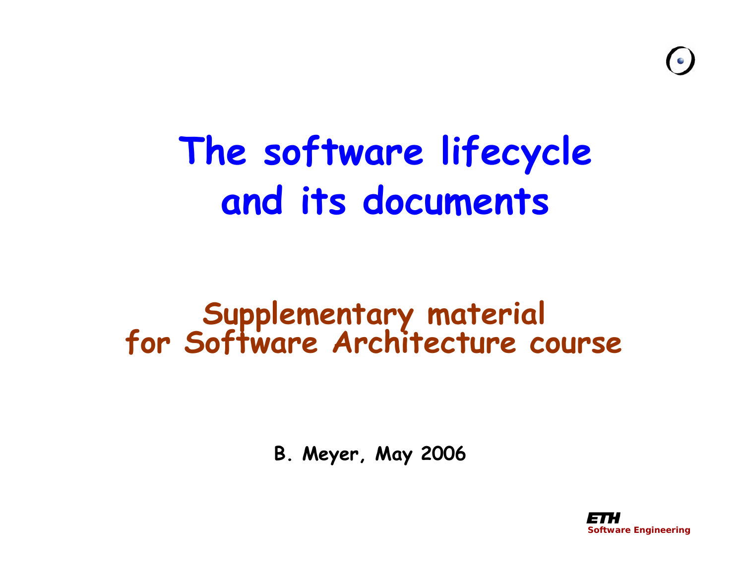# The software lifecycle and its documents

## Supplementary material for Software Architecture course

**B. Meyer, May 2006**

ETH
Software Engineering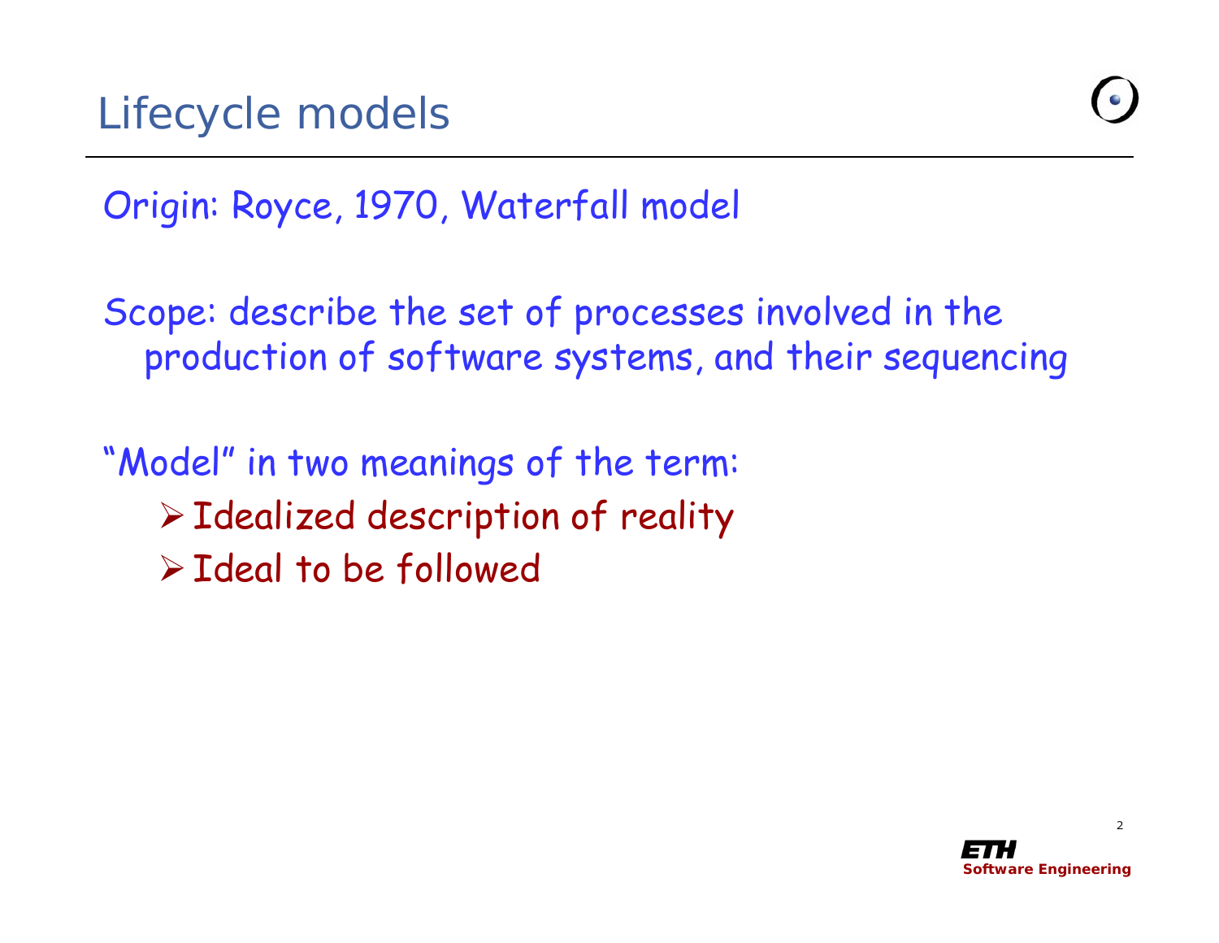# Lifecycle models

Origin: Royce, 1970, Waterfall model

Scope: describe the set of processes involved in the production of software systems, and their sequencing

"Model" in two meanings of the term:

- Idealized description of reality
- Ideal to be followed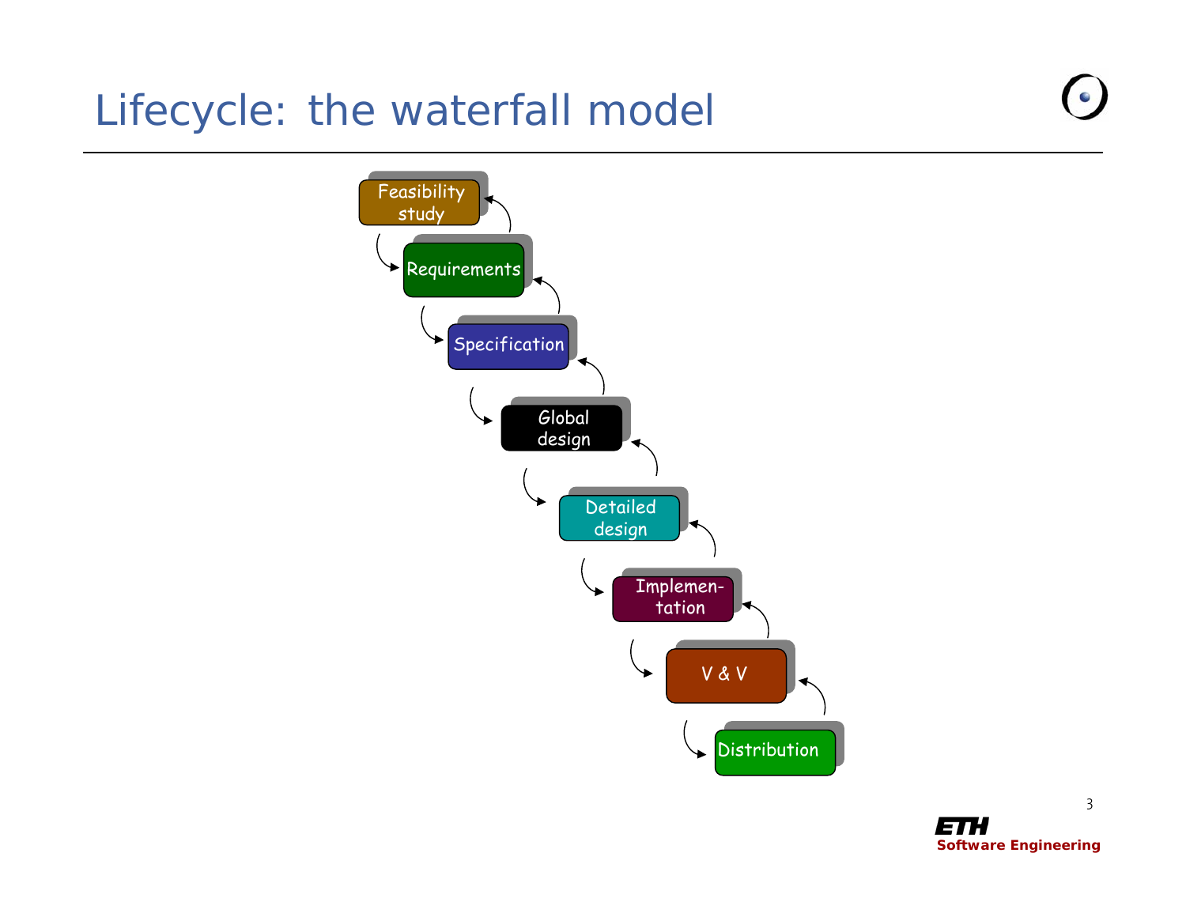# Lifecycle: the waterfall model

- Feasibility study
- Requirements
- Specification
- Global design
- Detailed design
- Implementation
- V & V
- Distribution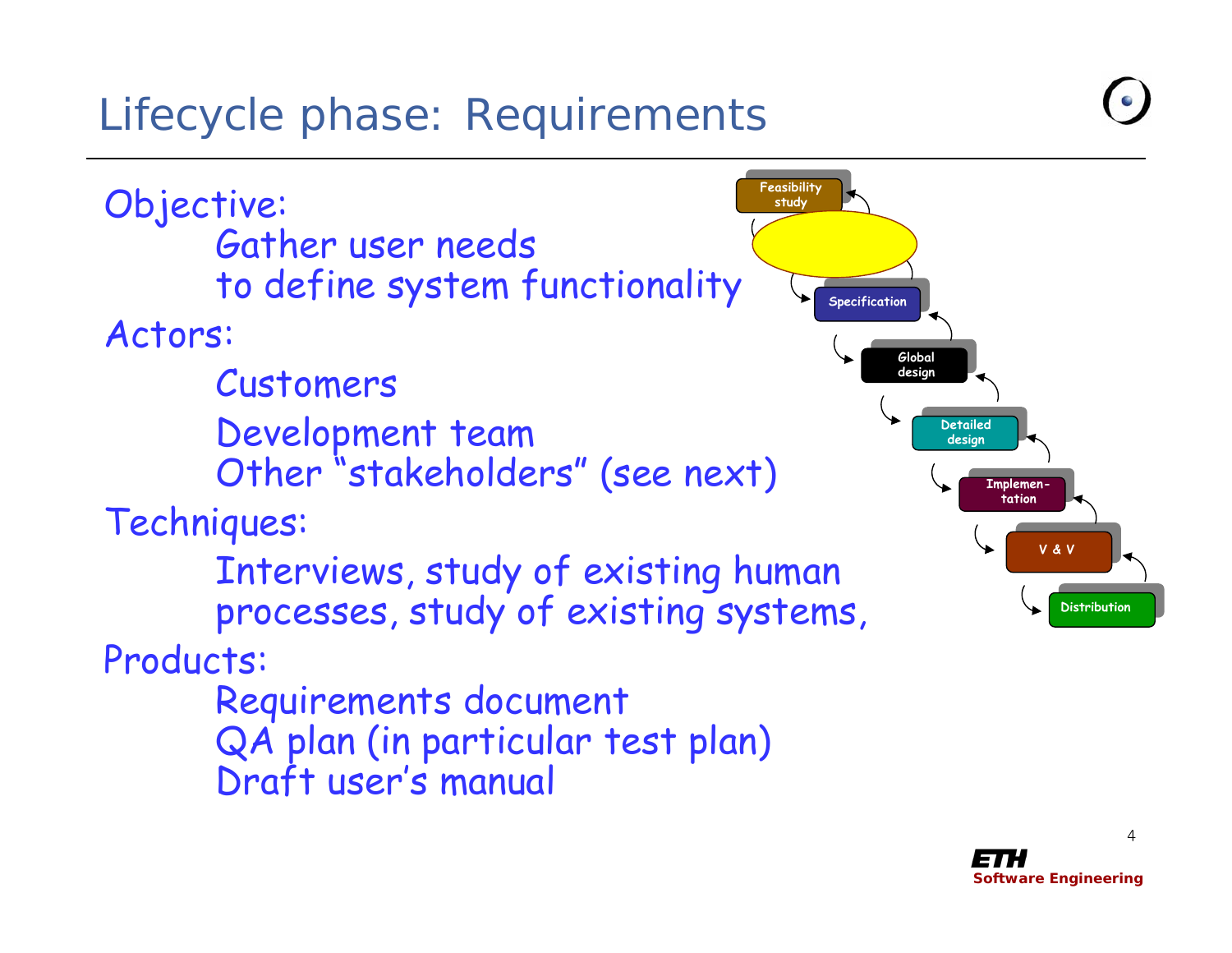# Lifecycle phase: Requirements

**Objective:**

- Gather user needs
- to define system functionality

**Actors:**

- Customers
- Development team
- Other "stakeholders" (see next)

**Techniques:**

- Interviews, study of existing human processes, study of existing systems,

**Products:**

- Requirements document
- QA plan (in particular test plan)
- Draft user's manual

Feasibility study → Specification → Global design → Detailed design → Implementation → V & V → Distribution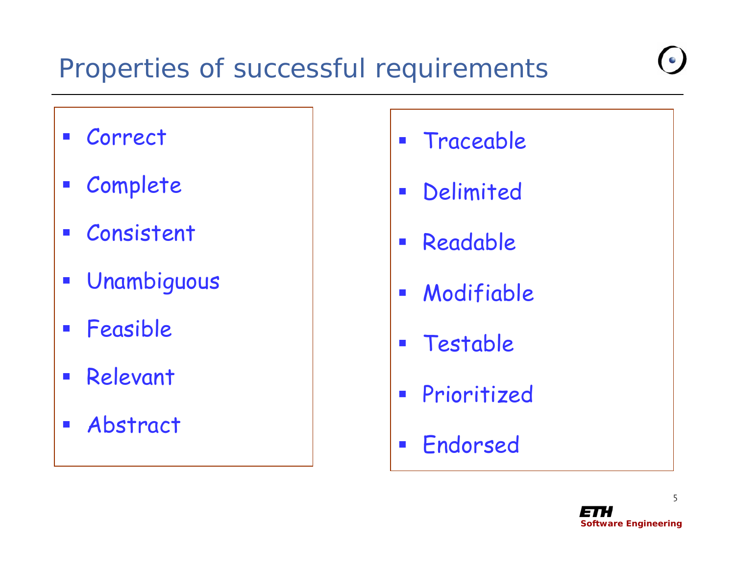# Properties of successful requirements

- Correct
- Complete
- Consistent
- Unambiguous
- Feasible
- Relevant
- Abstract

- Traceable
- Delimited
- Readable
- Modifiable
- Testable
- Prioritized
- Endorsed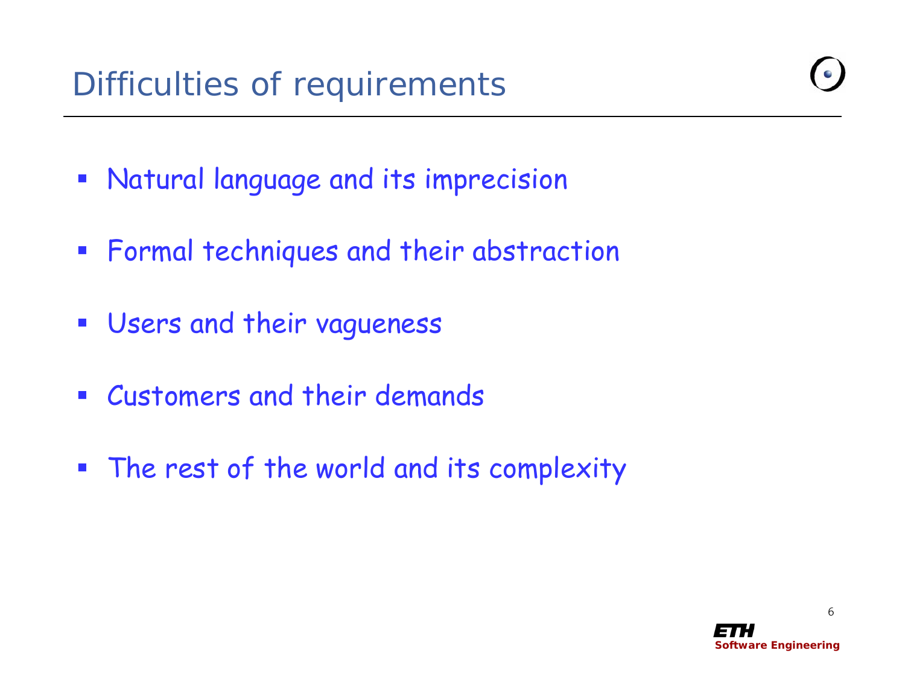# Difficulties of requirements

- Natural language and its imprecision
- Formal techniques and their abstraction
- Users and their vagueness
- Customers and their demands
- The rest of the world and its complexity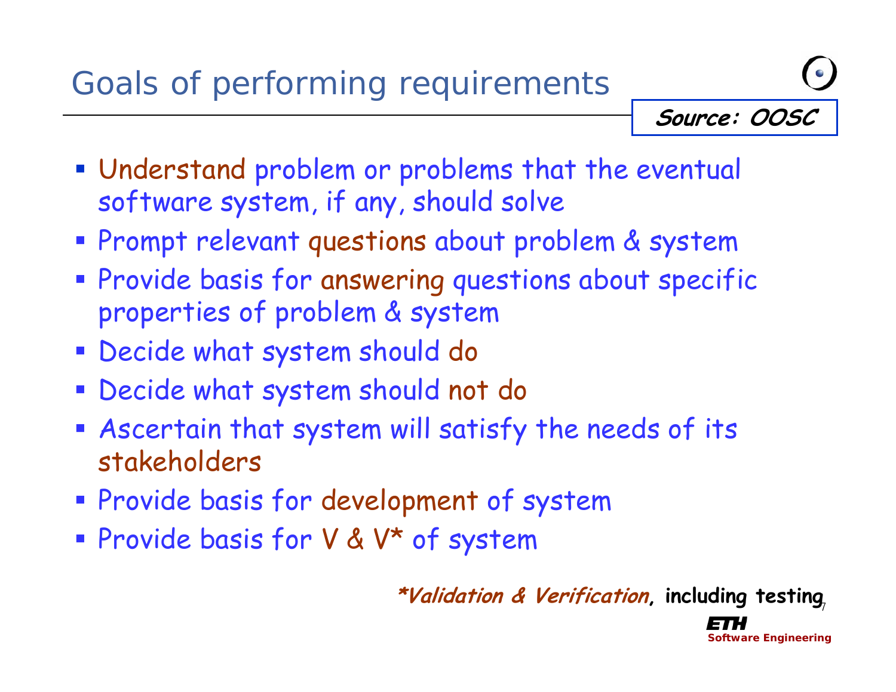# Goals of performing requirements

**Source: OOSC**

- Understand problem or problems that the eventual software system, if any, should solve
- Prompt relevant questions about problem & system
- Provide basis for answering questions about specific properties of problem & system
- Decide what system should do
- Decide what system should not do
- Ascertain that system will satisfy the needs of its stakeholders
- Provide basis for development of system
- Provide basis for V & V* of system

***Validation & Verification**, **including testing**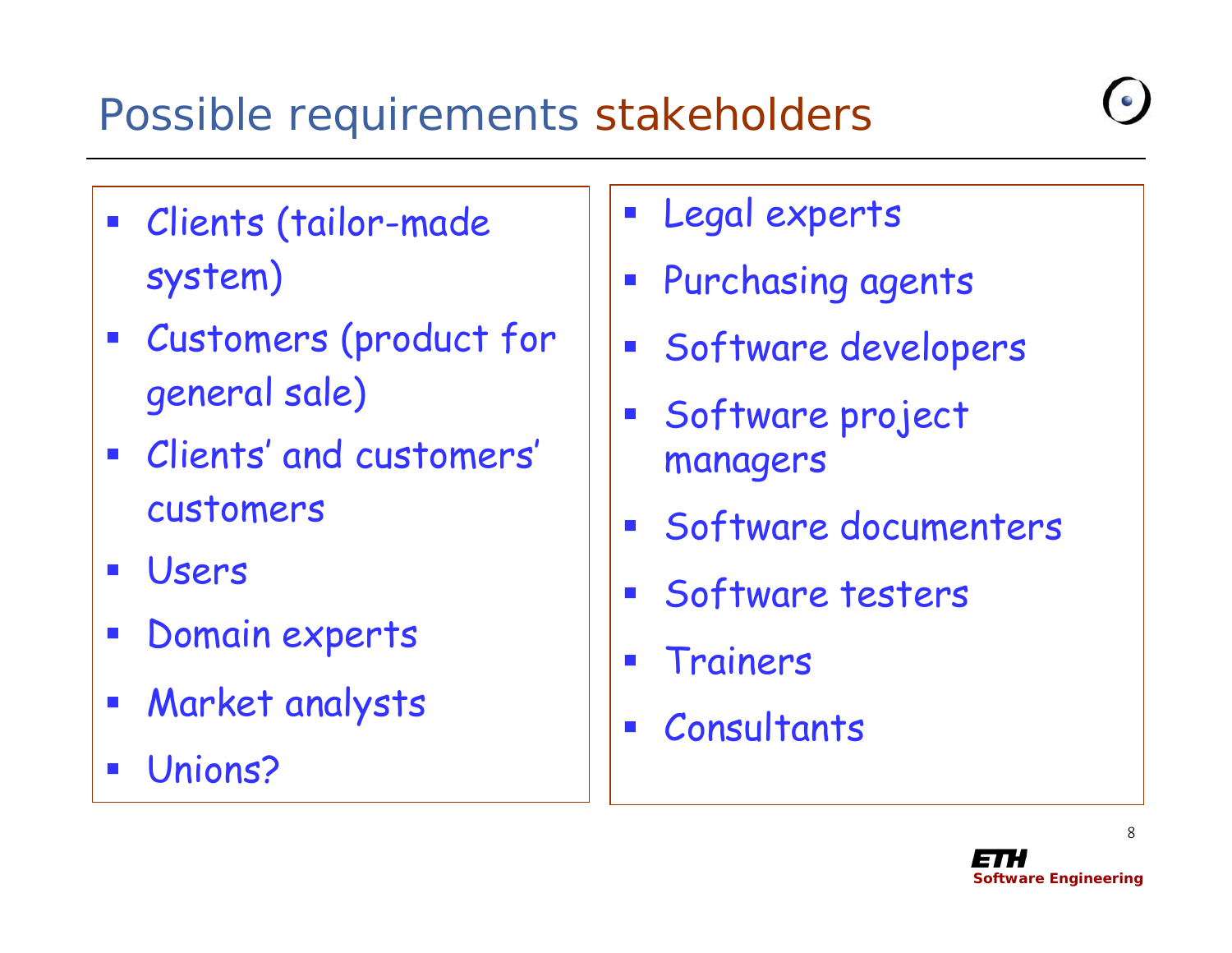# Possible requirements stakeholders

- Clients (tailor-made system)
- Customers (product for general sale)
- Clients' and customers' customers
- Users
- Domain experts
- Market analysts
- Unions?

- Legal experts
- Purchasing agents
- Software developers
- Software project managers
- Software documenters
- Software testers
- Trainers
- Consultants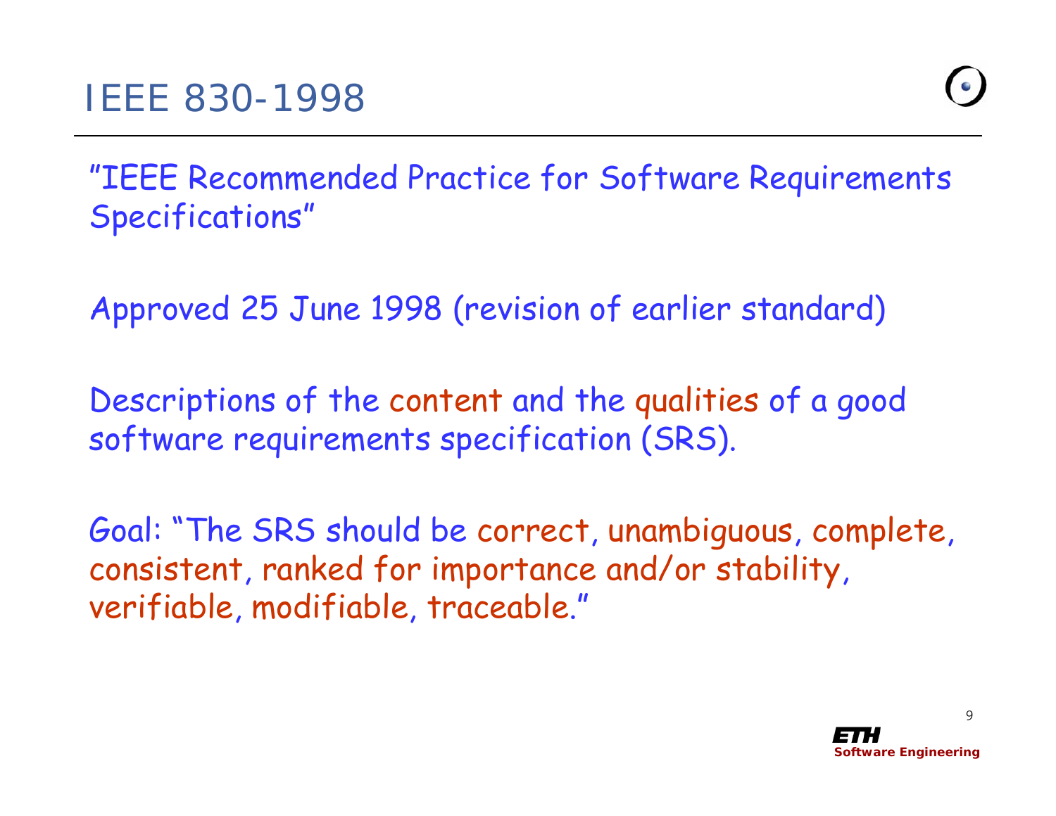# IEEE 830-1998

"IEEE Recommended Practice for Software Requirements Specifications"

Approved 25 June 1998 (revision of earlier standard)

Descriptions of the content and the qualities of a good software requirements specification (SRS).

Goal: "The SRS should be correct, unambiguous, complete, consistent, ranked for importance and/or stability, verifiable, modifiable, traceable."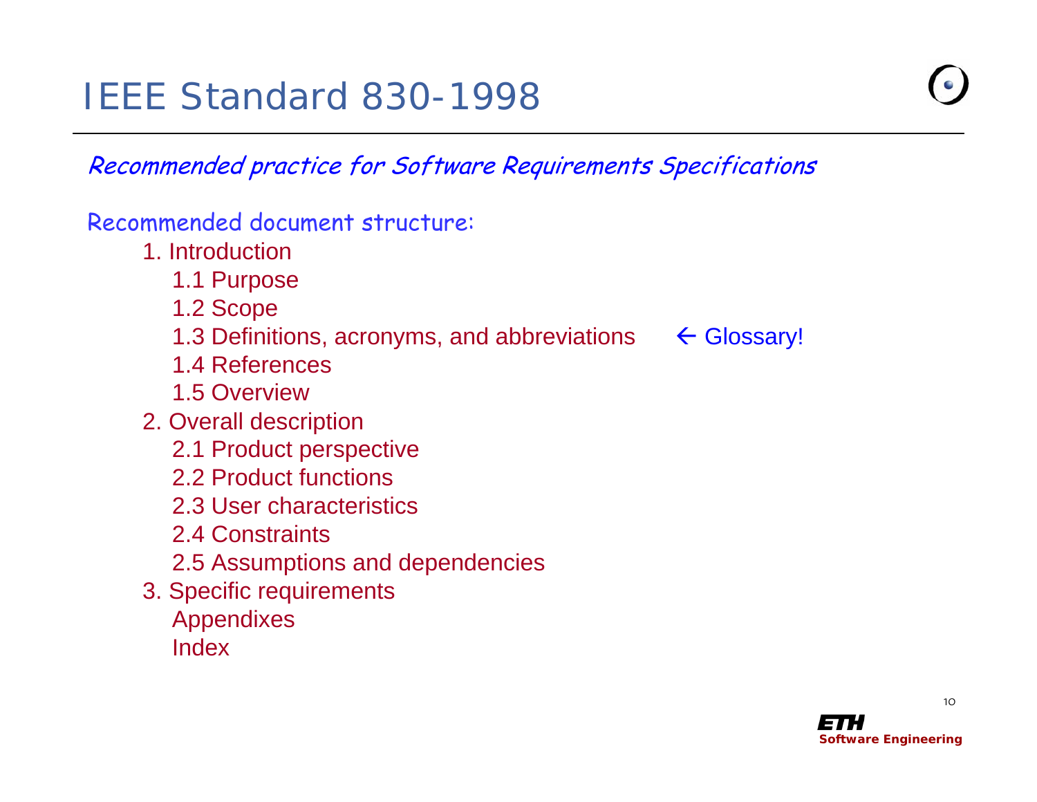# IEEE Standard 830-1998

*Recommended practice for Software Requirements Specifications*

Recommended document structure:

1. Introduction
   - 1.1 Purpose
   - 1.2 Scope
   - 1.3 Definitions, acronyms, and abbreviations ← Glossary!
   - 1.4 References
   - 1.5 Overview
2. Overall description
   - 2.1 Product perspective
   - 2.2 Product functions
   - 2.3 User characteristics
   - 2.4 Constraints
   - 2.5 Assumptions and dependencies
3. Specific requirements
   - Appendixes
   - Index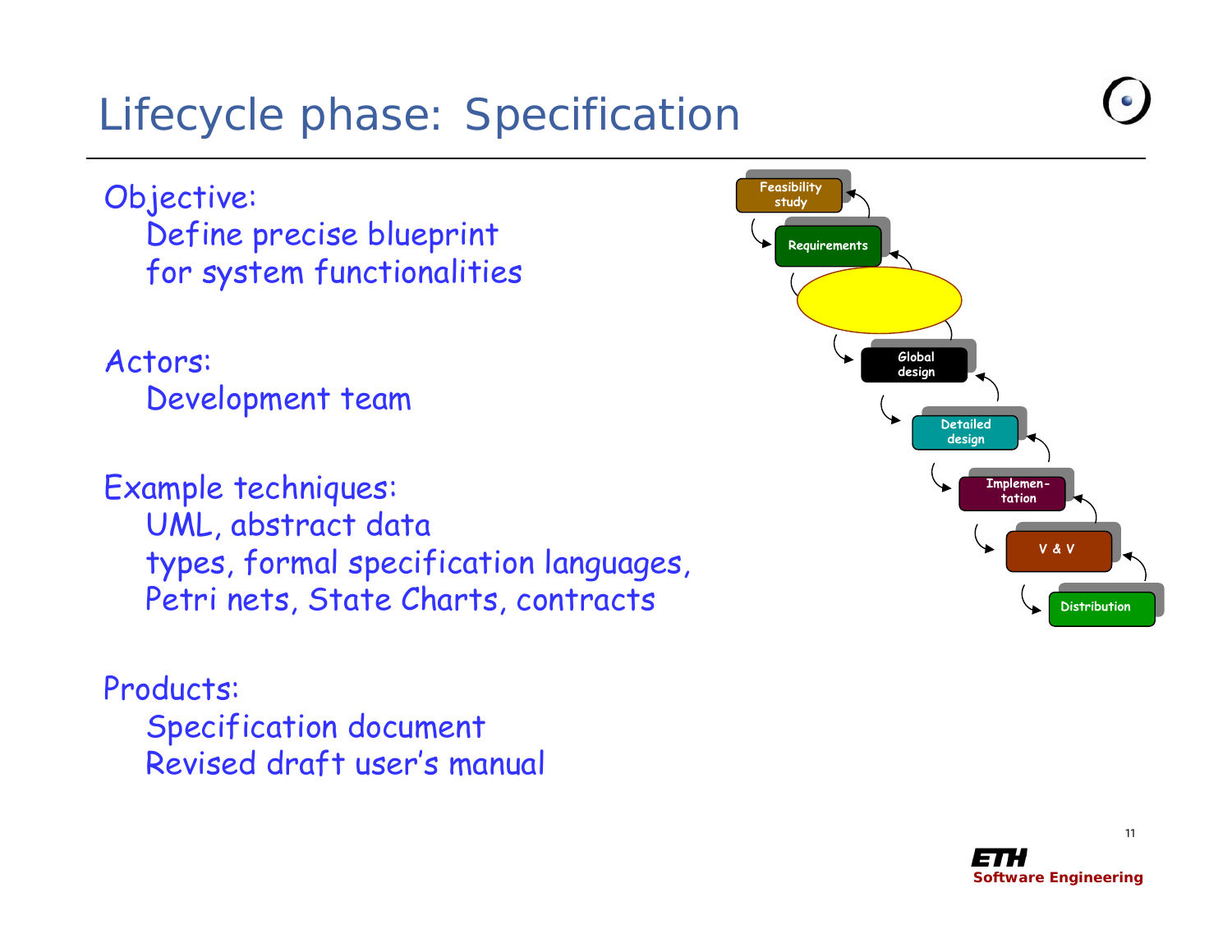# Lifecycle phase: Specification

Objective:
Define precise blueprint for system functionalities

Actors:
Development team

Example techniques:
UML, abstract data types, formal specification languages, Petri nets, State Charts, contracts

Products:
Specification document
Revised draft user's manual

Feasibility study

Requirements

Global design

Detailed design

Implementation

V & V

Distribution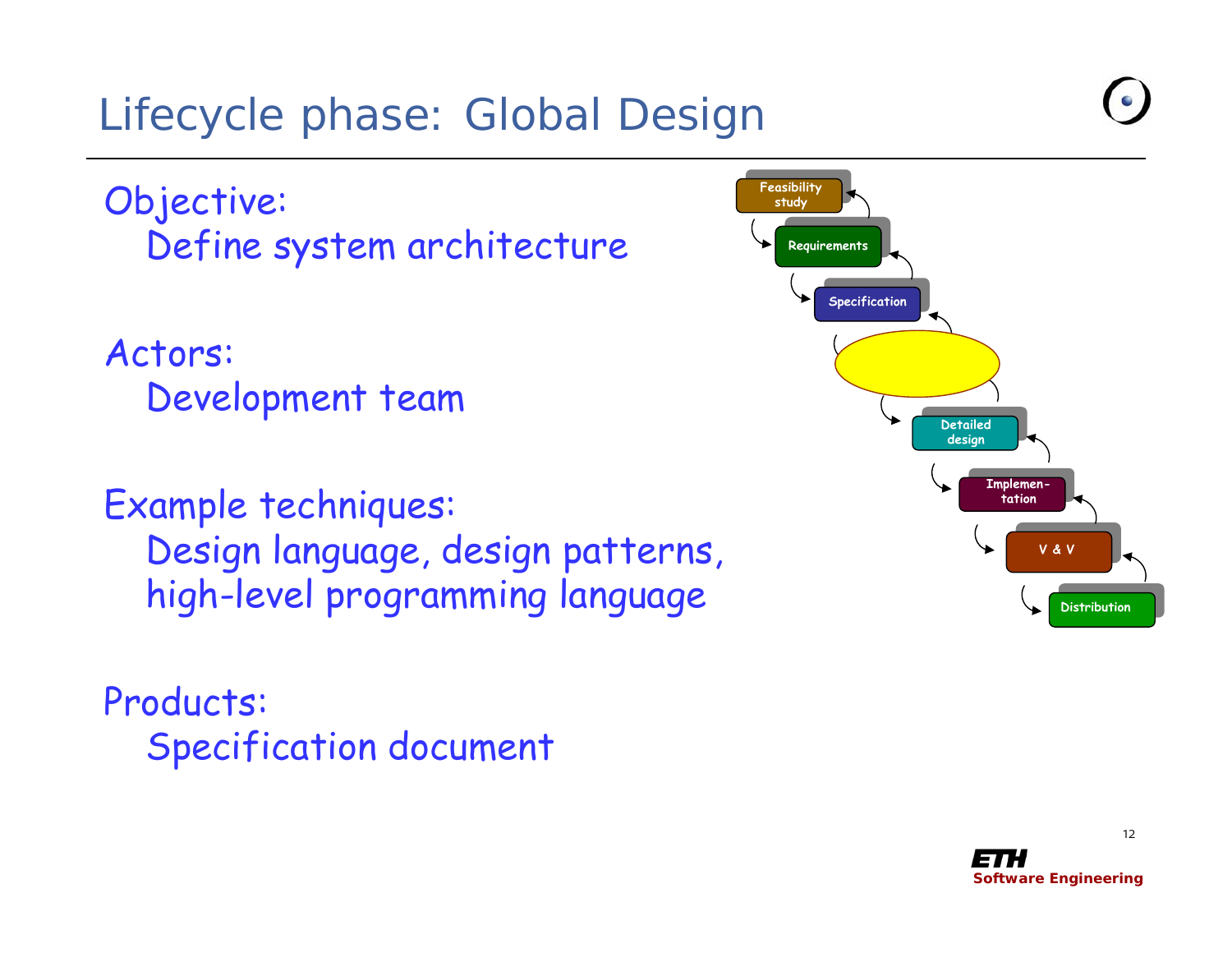# Lifecycle phase: Global Design

Objective:
Define system architecture

Actors:
Development team

Example techniques:
Design language, design patterns, high-level programming language

Products:
Specification document

Feasibility study

Requirements

Specification

Detailed design

Implementation

V & V

Distribution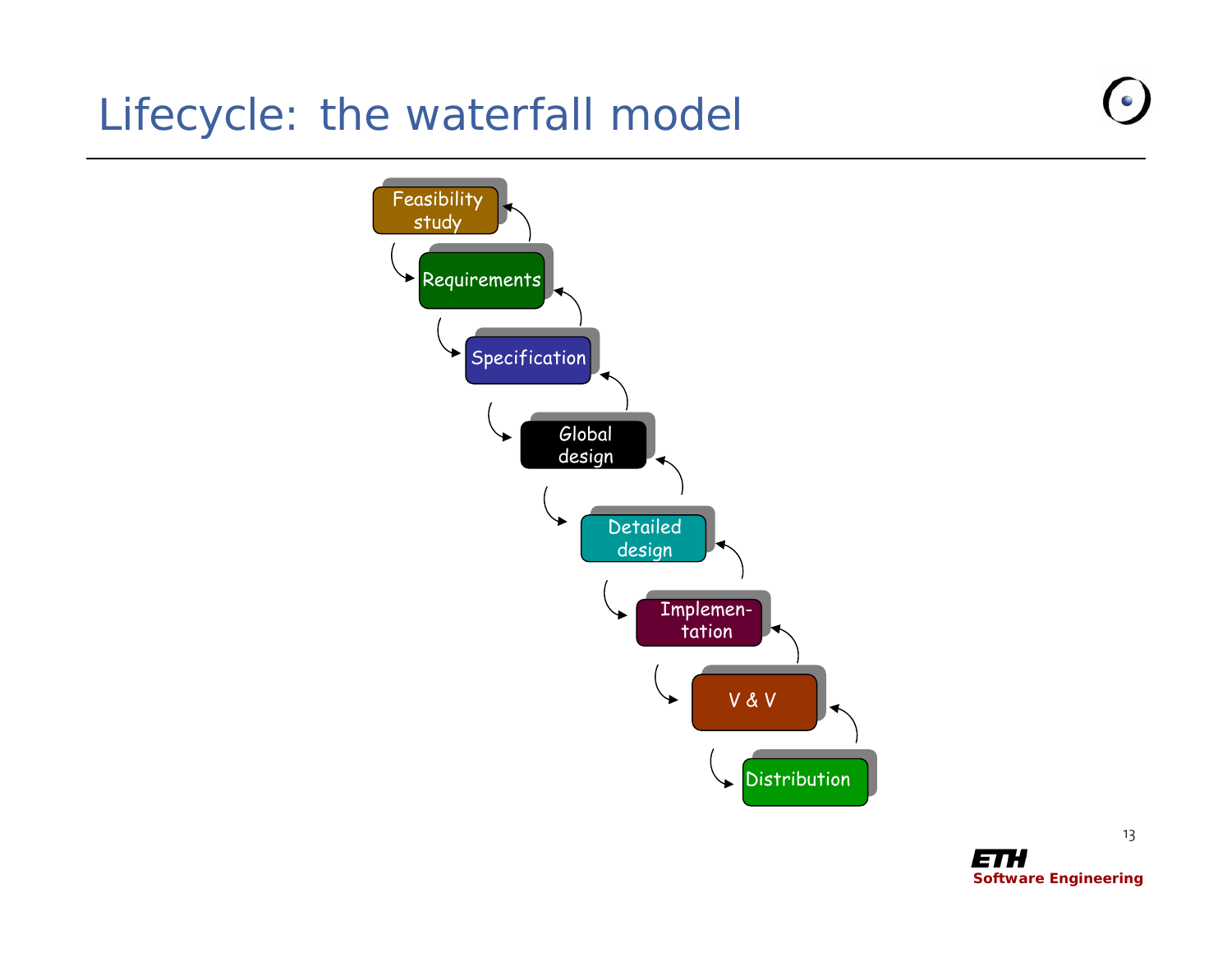# Lifecycle: the waterfall model

- Feasibility study
- Requirements
- Specification
- Global design
- Detailed design
- Implementation
- V & V
- Distribution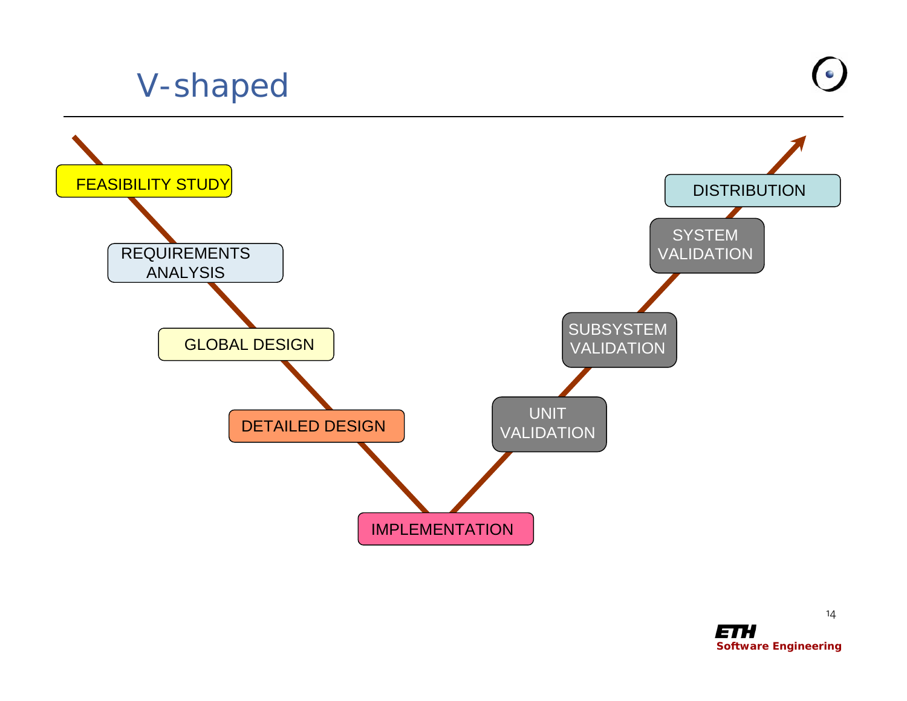# V-shaped

FEASIBILITY STUDY

REQUIREMENTS ANALYSIS

GLOBAL DESIGN

DETAILED DESIGN

IMPLEMENTATION

UNIT VALIDATION

SUBSYSTEM VALIDATION

SYSTEM VALIDATION

DISTRIBUTION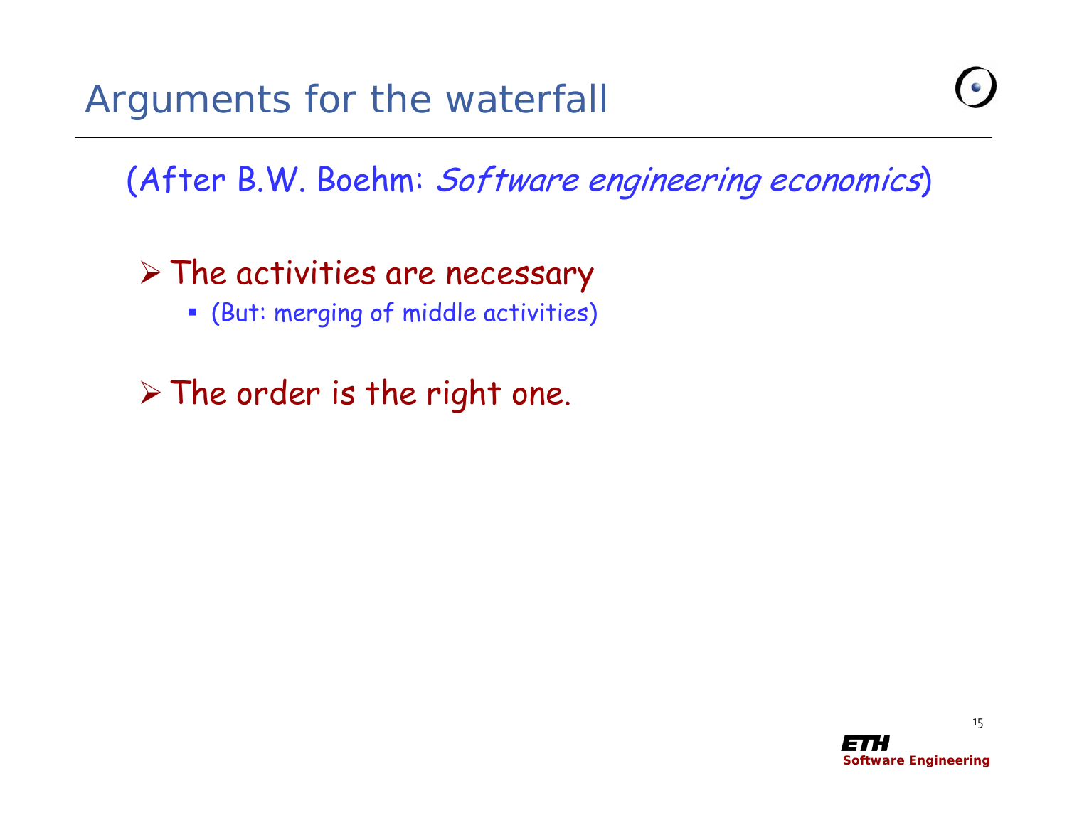# Arguments for the waterfall

(After B.W. Boehm: *Software engineering economics*)

- The activities are necessary
  - (But: merging of middle activities)

- The order is the right one.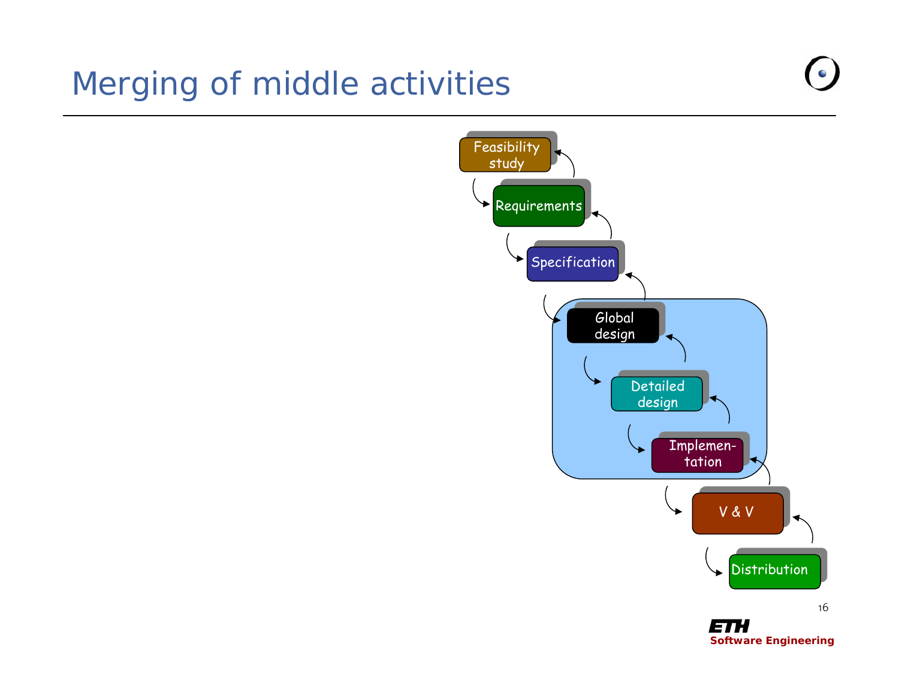# Merging of middle activities

Feasibility study

Requirements

Specification

Global design

Detailed design

Implementation

V & V

Distribution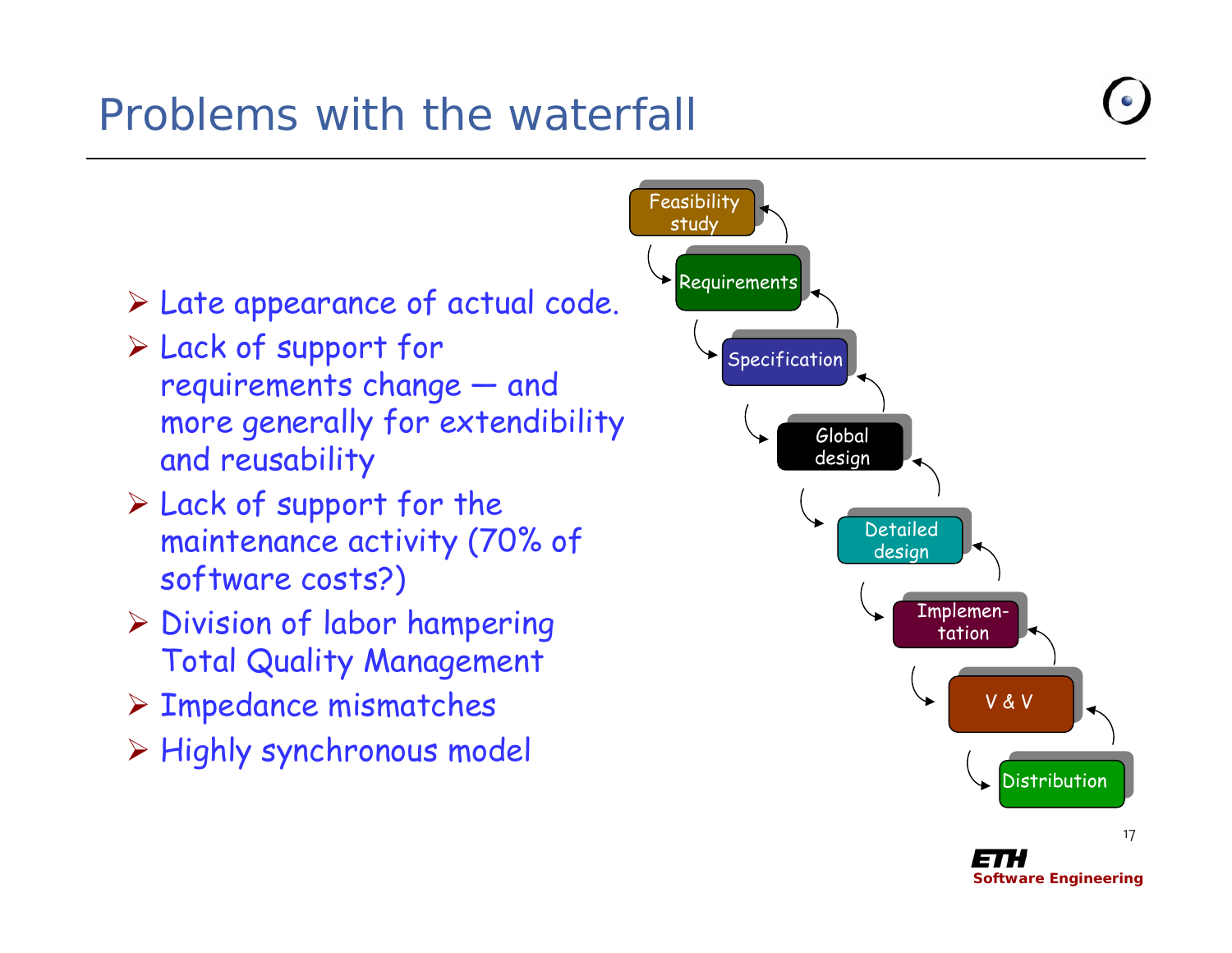# Problems with the waterfall

- Late appearance of actual code.
- Lack of support for requirements change — and more generally for extendibility and reusability
- Lack of support for the maintenance activity (70% of software costs?)
- Division of labor hampering Total Quality Management
- Impedance mismatches
- Highly synchronous model

Feasibility study → Requirements → Specification → Global design → Detailed design → Implementation → V & V → Distribution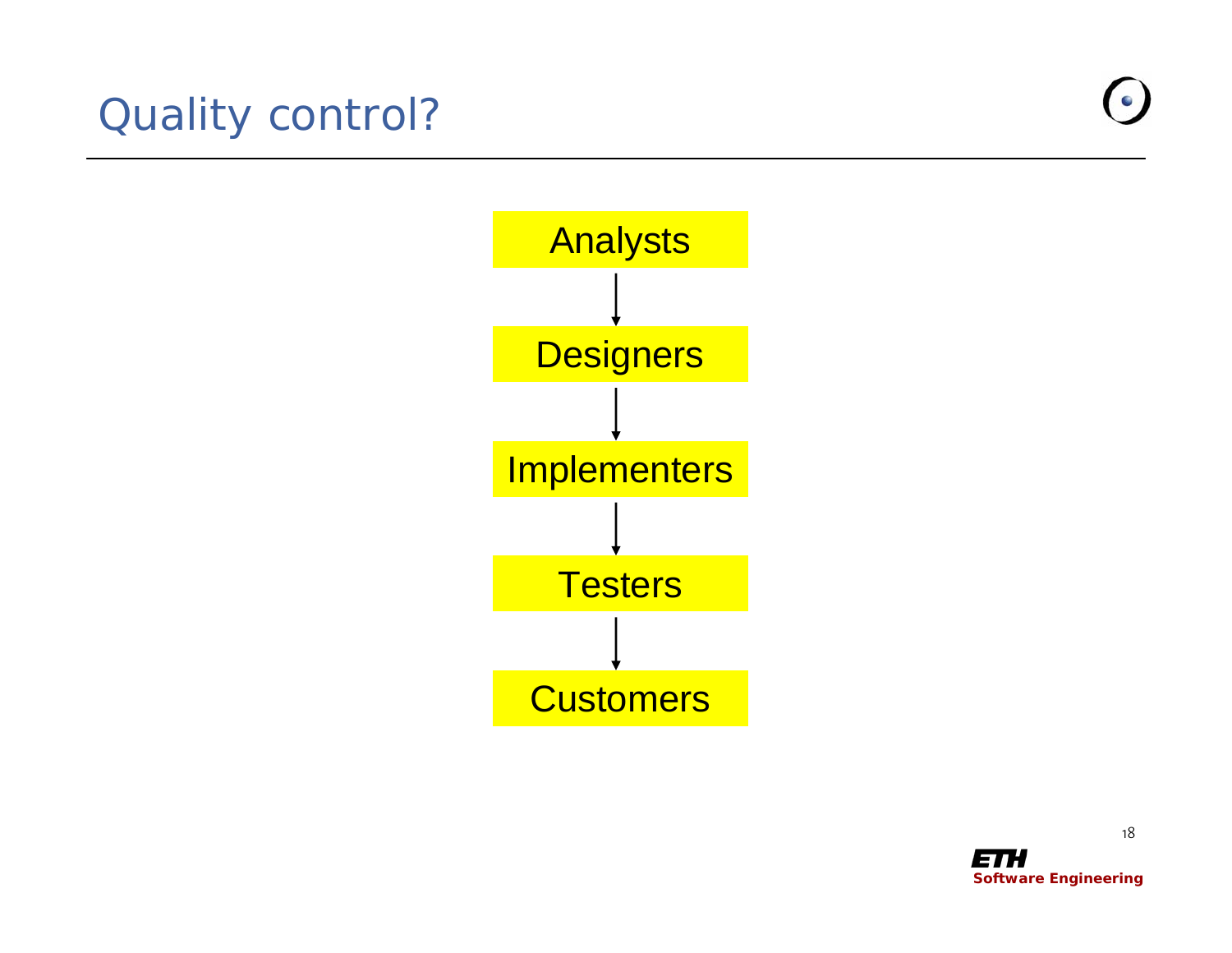# Quality control?

Analysts

↓

Designers

↓

Implementers

↓

Testers

↓

Customers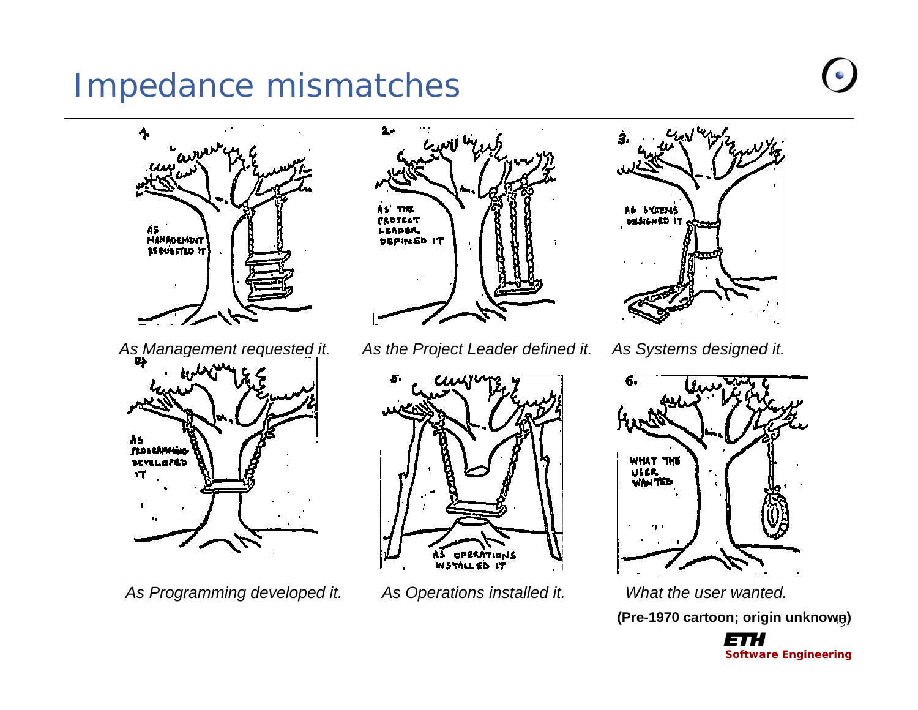# Impedance mismatches

*As Management requested it.*

*As the Project Leader defined it.*

*As Systems designed it.*

*As Programming developed it.*

*As Operations installed it.*

*What the user wanted.*

**(Pre-1970 cartoon; origin unknown)**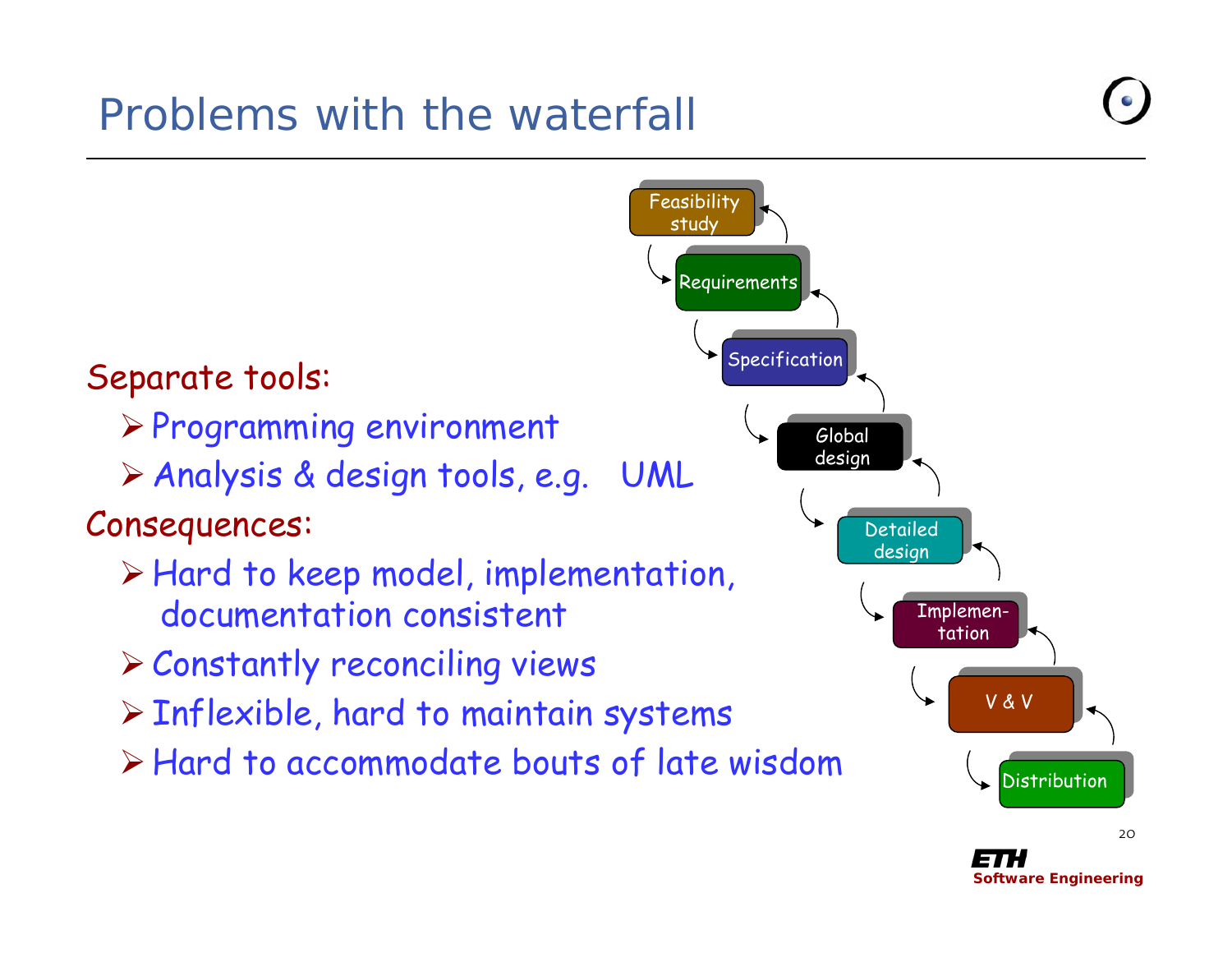# Problems with the waterfall

Separate tools:

- Programming environment
- Analysis & design tools, e.g. UML

Consequences:

- Hard to keep model, implementation, documentation consistent
- Constantly reconciling views
- Inflexible, hard to maintain systems
- Hard to accommodate bouts of late wisdom

Feasibility study → Requirements → Specification → Global design → Detailed design → Implementation → V & V → Distribution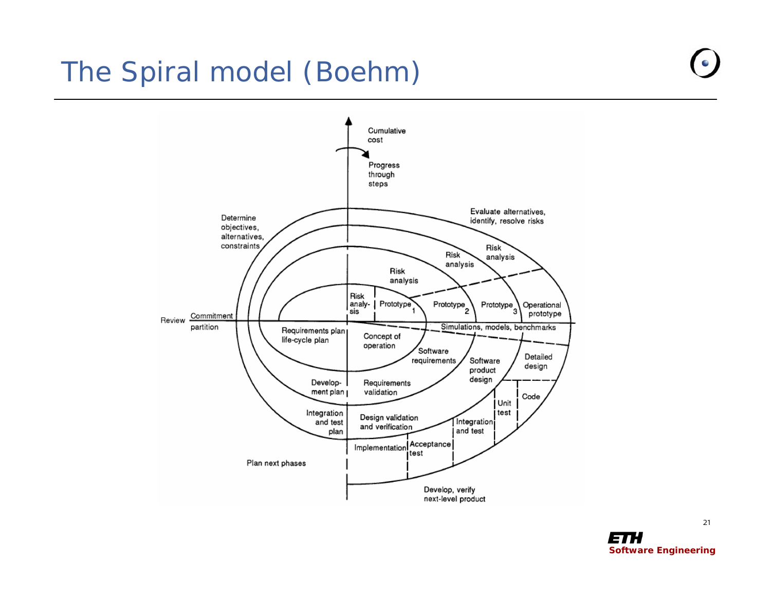# The Spiral model (Boehm)

Cumulative cost

Progress through steps

Determine objectives, alternatives, constraints

Evaluate alternatives, identify, resolve risks

Risk analysis

Risk analysis

Risk analysis

Risk analy-sis

Prototype 1

Prototype 2

Prototype 3

Operational prototype

Review

Commitment partition

Requirements plan life-cycle plan

Concept of operation

Simulations, models, benchmarks

Software requirements

Software product design

Detailed design

Develop-ment plan

Requirements validation

Code

Unit test

Integration and test plan

Design validation and verification

Integration and test

Implementation

Acceptance test

Plan next phases

Develop, verify next-level product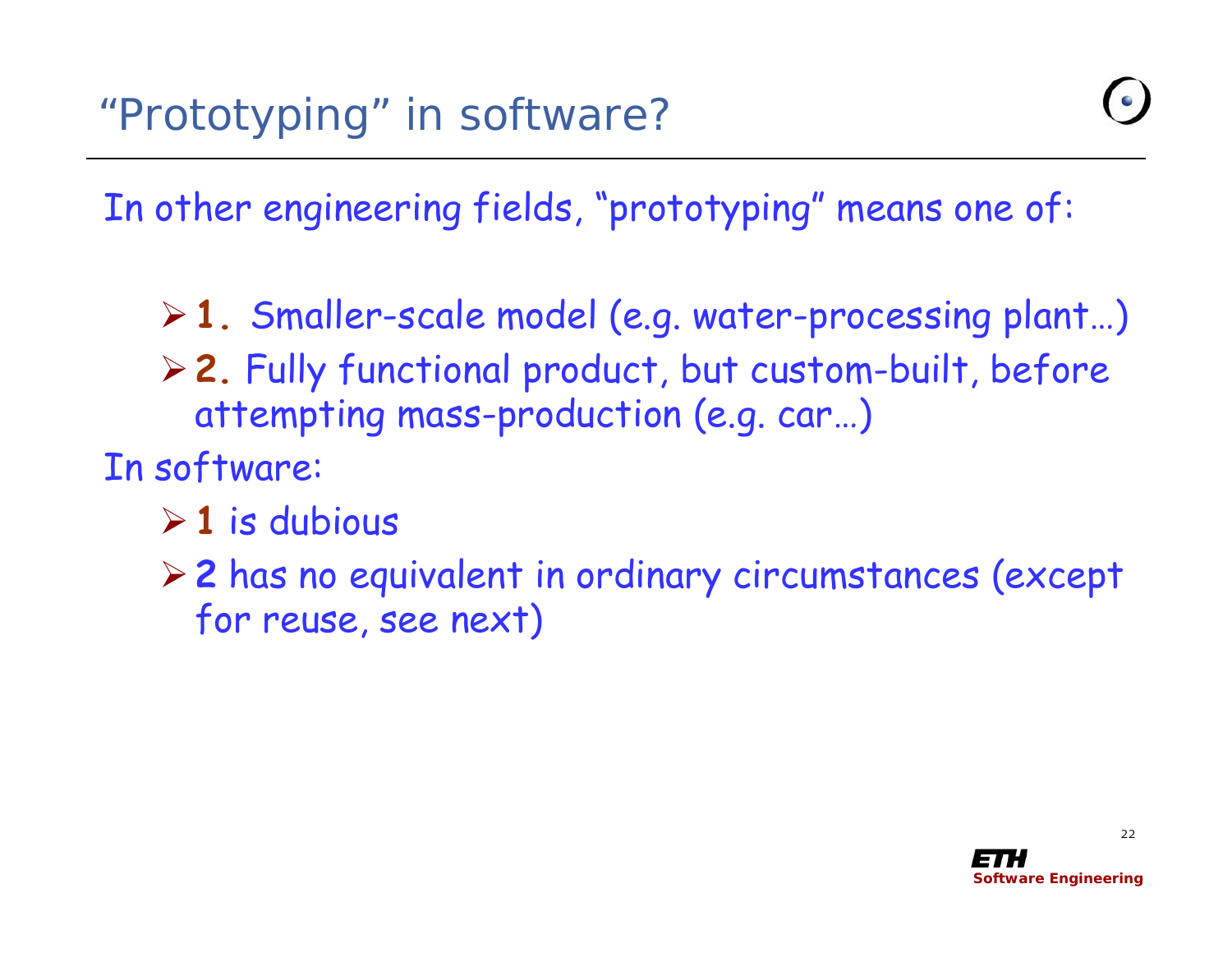# "Prototyping" in software?

In other engineering fields, "prototyping" means one of:

- **1.** Smaller-scale model (e.g. water-processing plant…)
- **2.** Fully functional product, but custom-built, before attempting mass-production (e.g. car…)

In software:

- **1** is dubious
- **2** has no equivalent in ordinary circumstances (except for reuse, see next)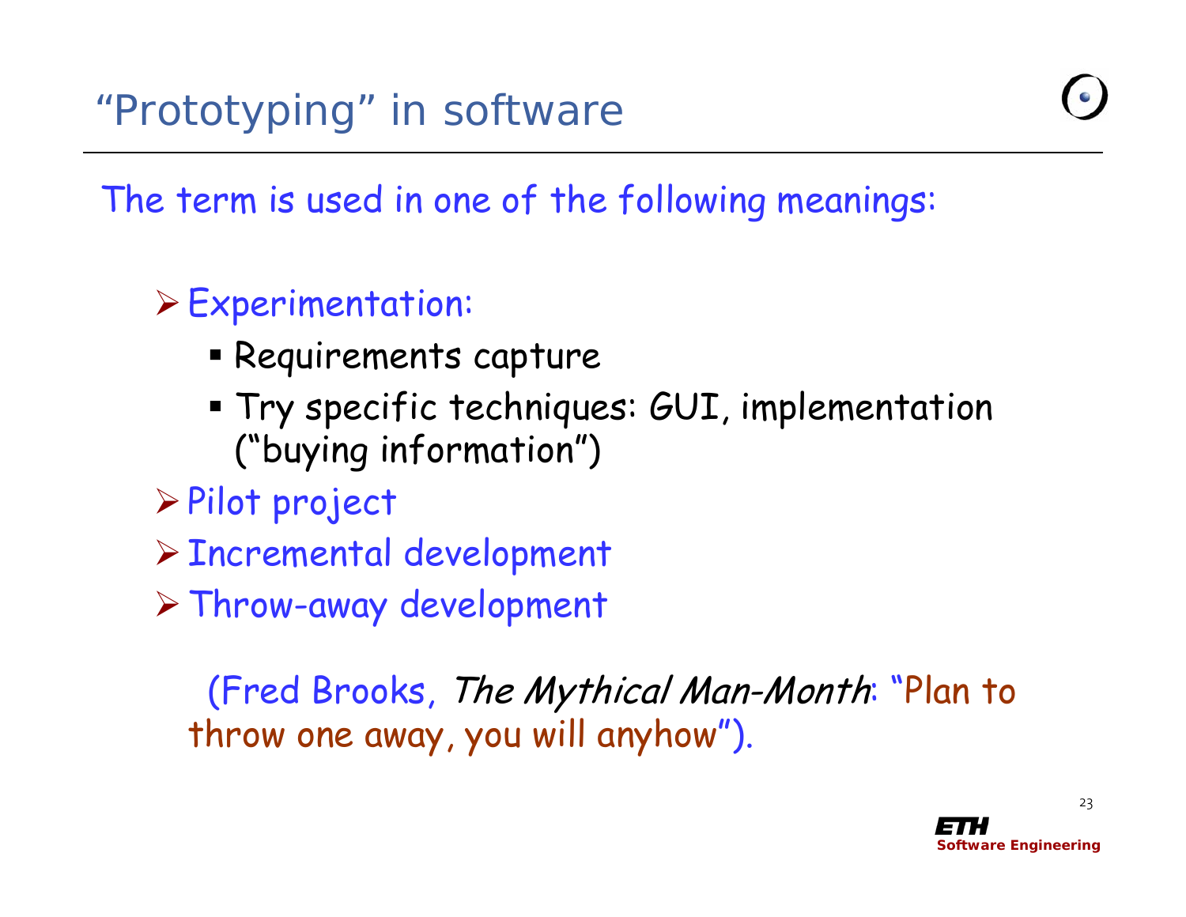# "Prototyping" in software

The term is used in one of the following meanings:

- Experimentation:
  - Requirements capture
  - Try specific techniques: GUI, implementation ("buying information")
- Pilot project
- Incremental development
- Throw-away development

(Fred Brooks, *The Mythical Man-Month*: "Plan to throw one away, you will anyhow").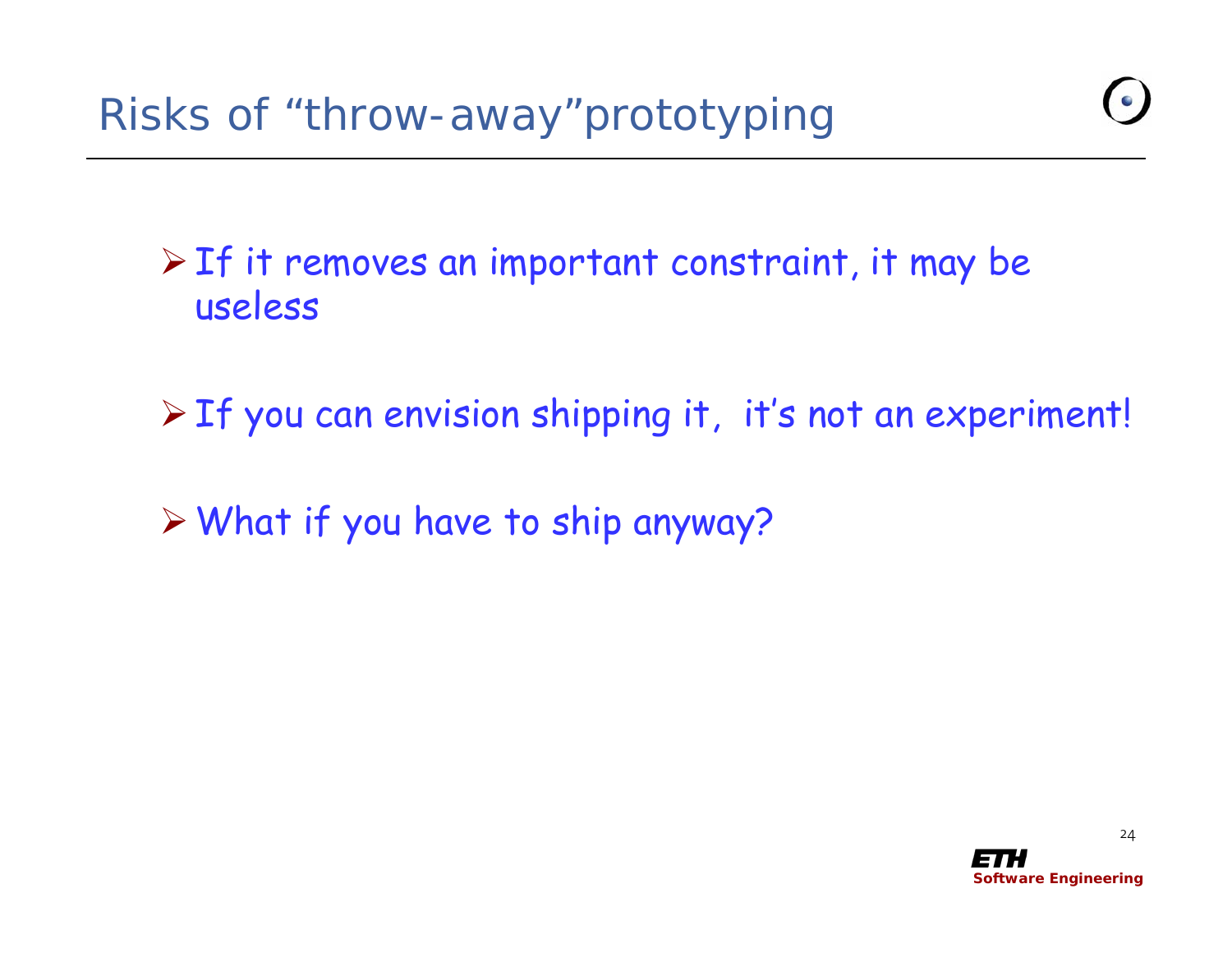# Risks of "throw-away" prototyping

- If it removes an important constraint, it may be useless
- If you can envision shipping it, it's not an experiment!
- What if you have to ship anyway?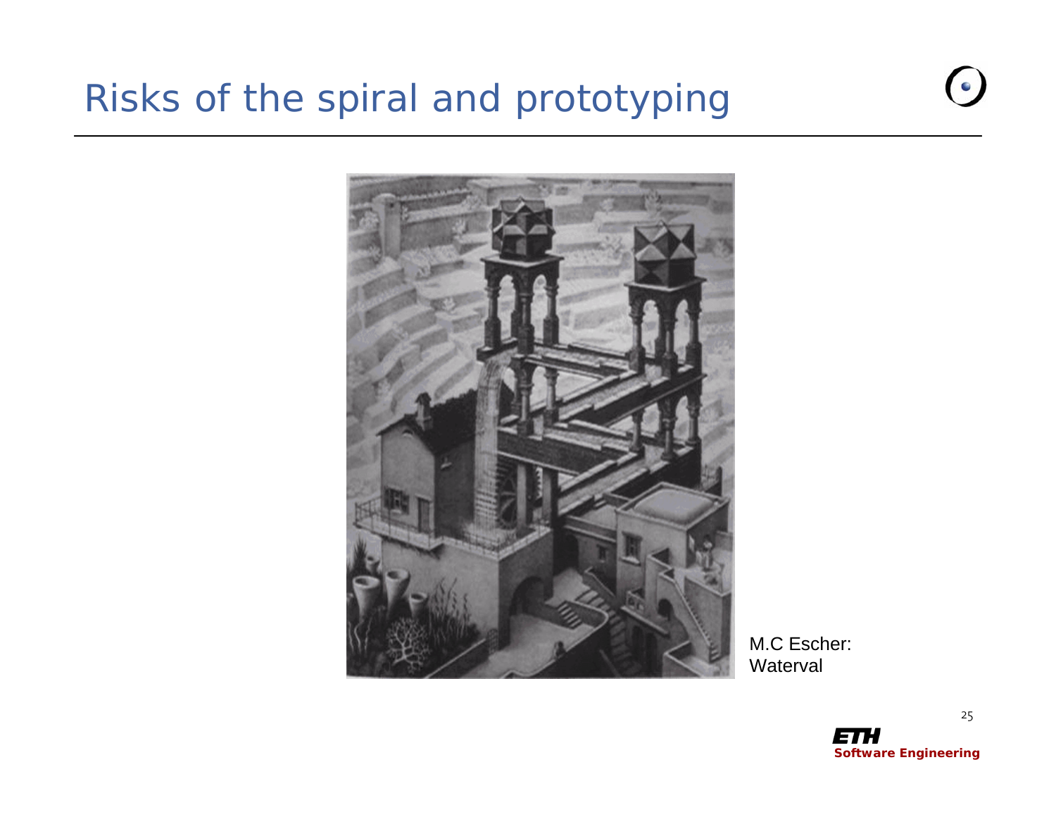# Risks of the spiral and prototyping

M.C Escher:
Waterval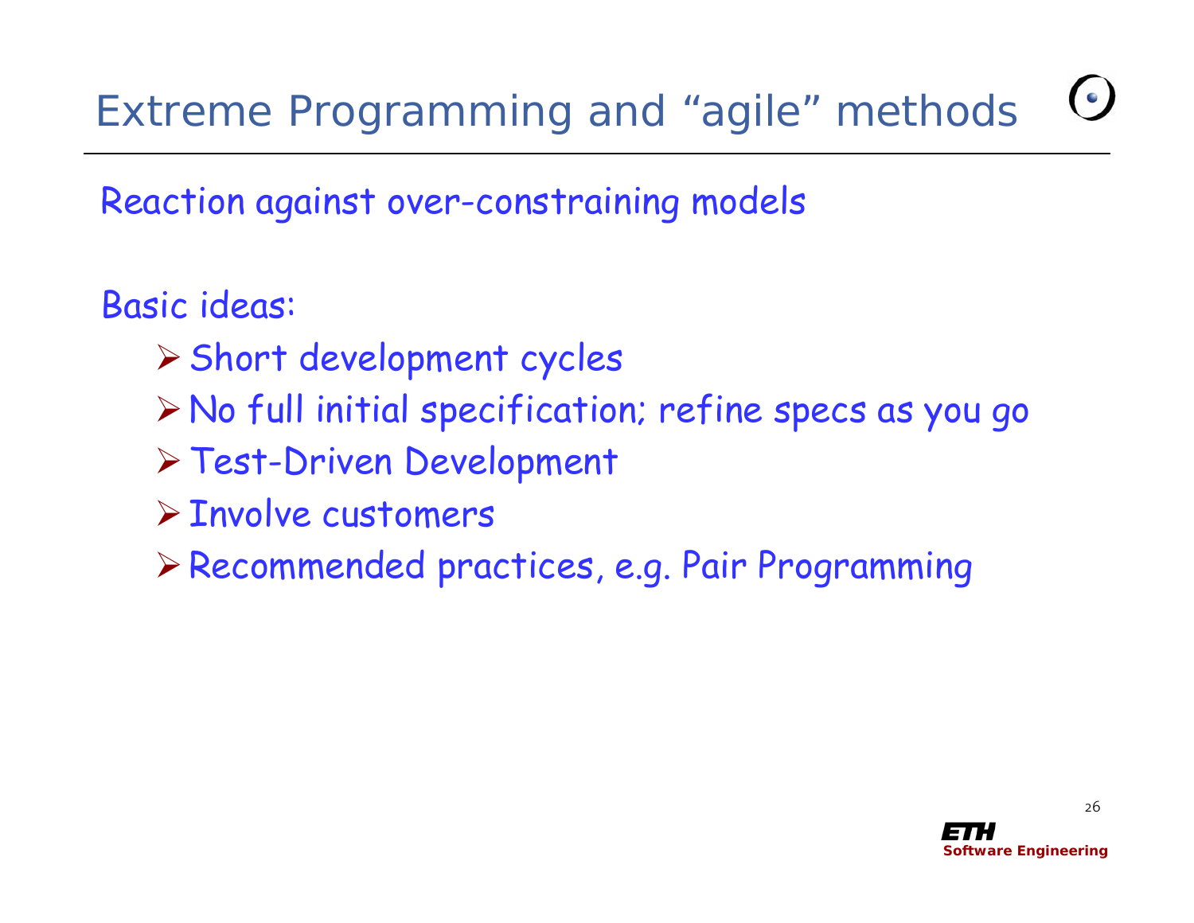# Extreme Programming and “agile” methods

Reaction against over-constraining models

Basic ideas:

- Short development cycles
- No full initial specification; refine specs as you go
- Test-Driven Development
- Involve customers
- Recommended practices, e.g. Pair Programming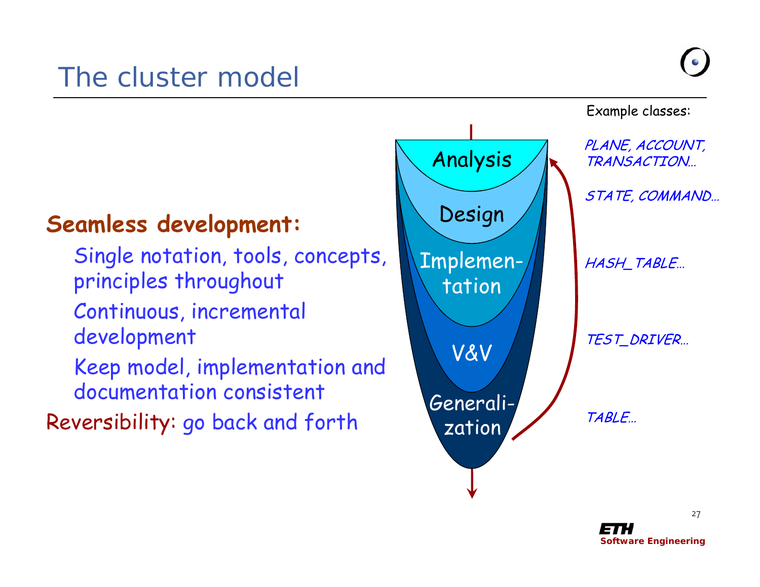# The cluster model

**Seamless development:**

- Single notation, tools, concepts, principles throughout
- Continuous, incremental development
- Keep model, implementation and documentation consistent

Reversibility: go back and forth

Analysis

Design

Implementation

V&V

Generalization

Example classes:

*PLANE, ACCOUNT, TRANSACTION…*

*STATE, COMMAND…*

*HASH_TABLE…*

*TEST_DRIVER…*

*TABLE…*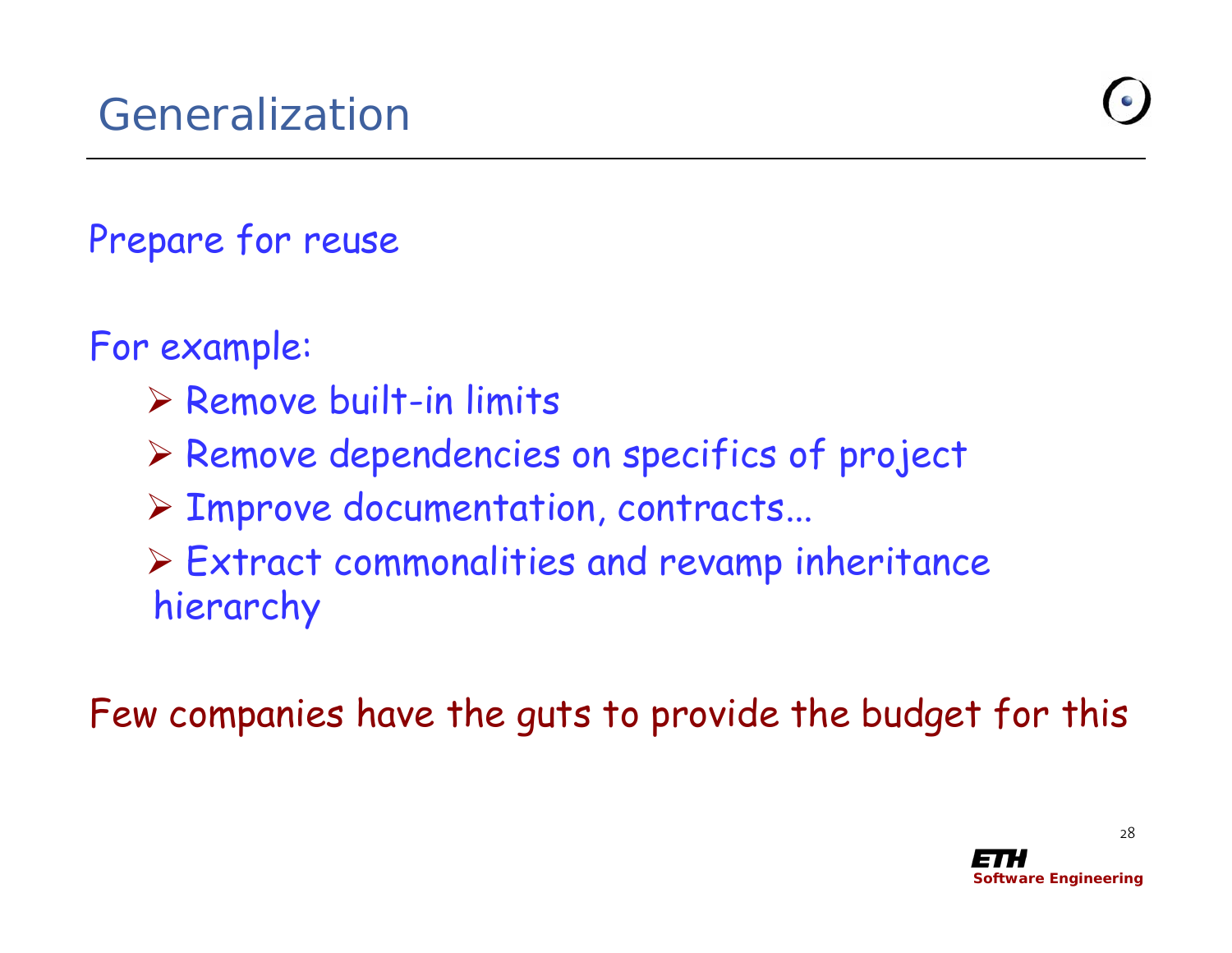# Generalization

Prepare for reuse

For example:

- Remove built-in limits
- Remove dependencies on specifics of project
- Improve documentation, contracts...
- Extract commonalities and revamp inheritance hierarchy

Few companies have the guts to provide the budget for this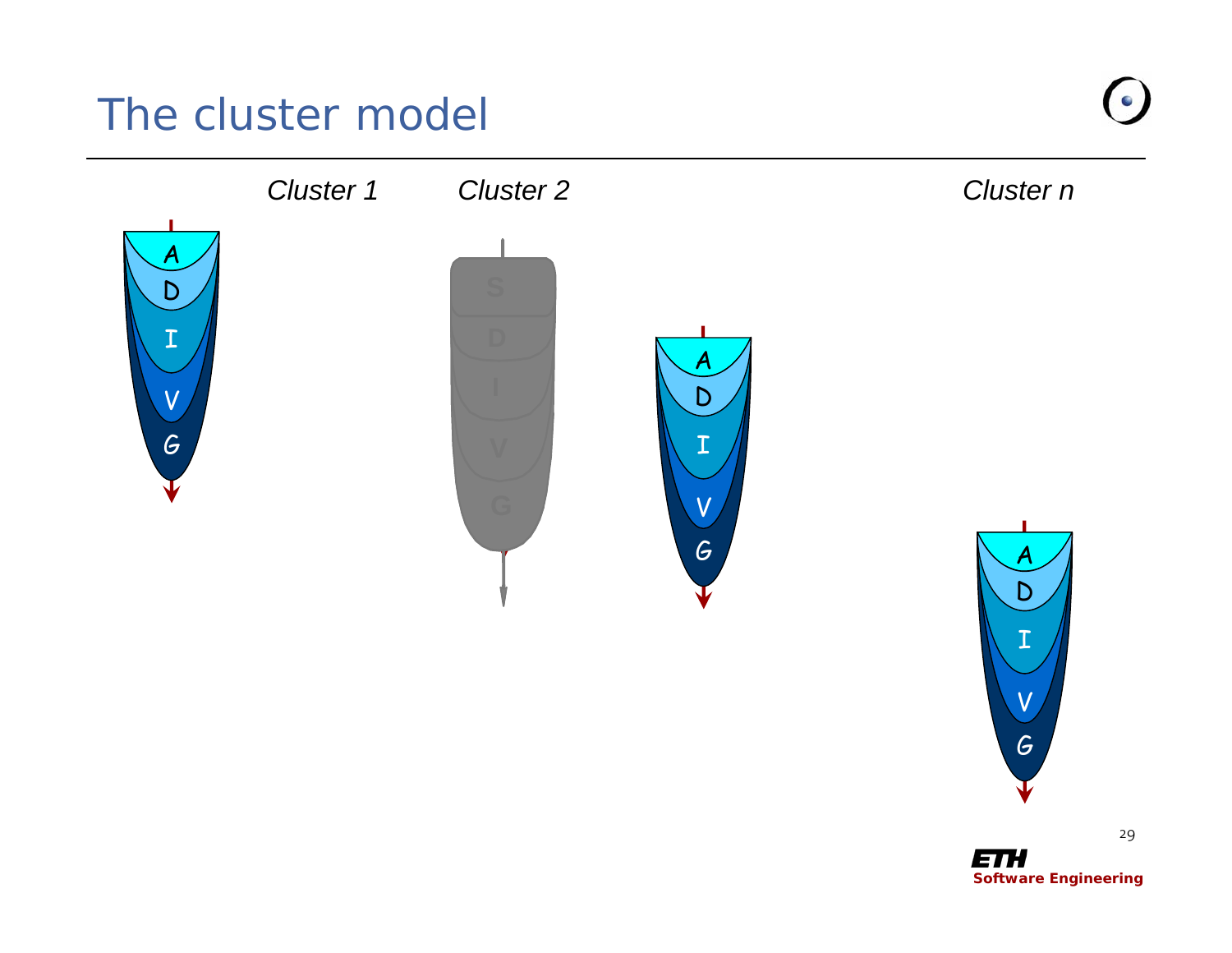# The cluster model

*Cluster 1* *Cluster 2* *Cluster n*

A
D
I
V
G

S
D
I
V
G

A
D
I
V
G

A
D
I
V
G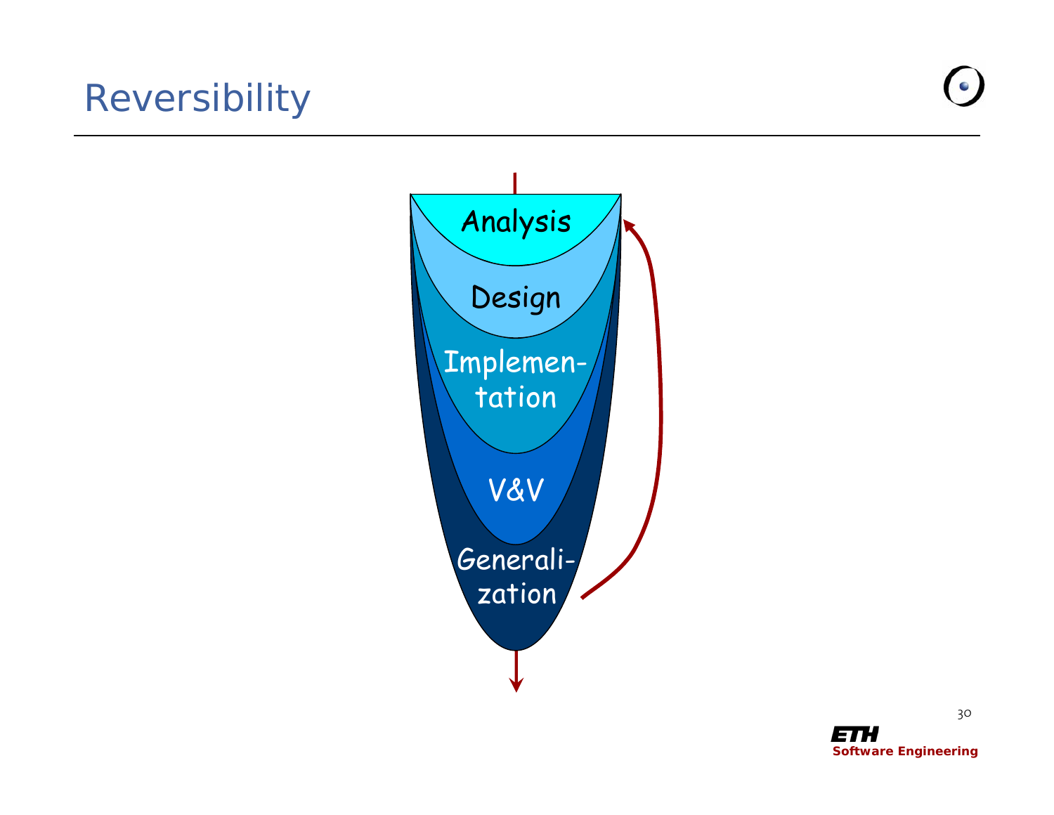# Reversibility

Analysis

Design

Implemen-
tation

V&V

Generali-
zation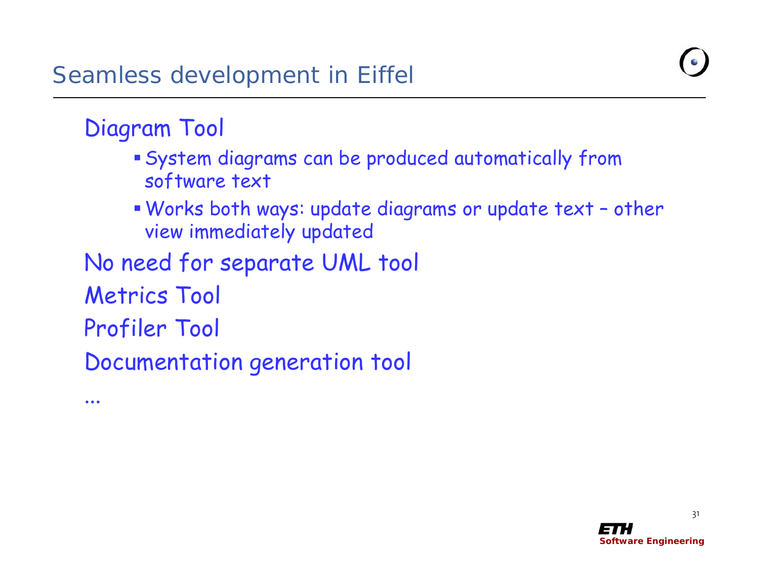# Seamless development in Eiffel

Diagram Tool

- System diagrams can be produced automatically from software text
- Works both ways: update diagrams or update text – other view immediately updated

No need for separate UML tool

Metrics Tool

Profiler Tool

Documentation generation tool

…